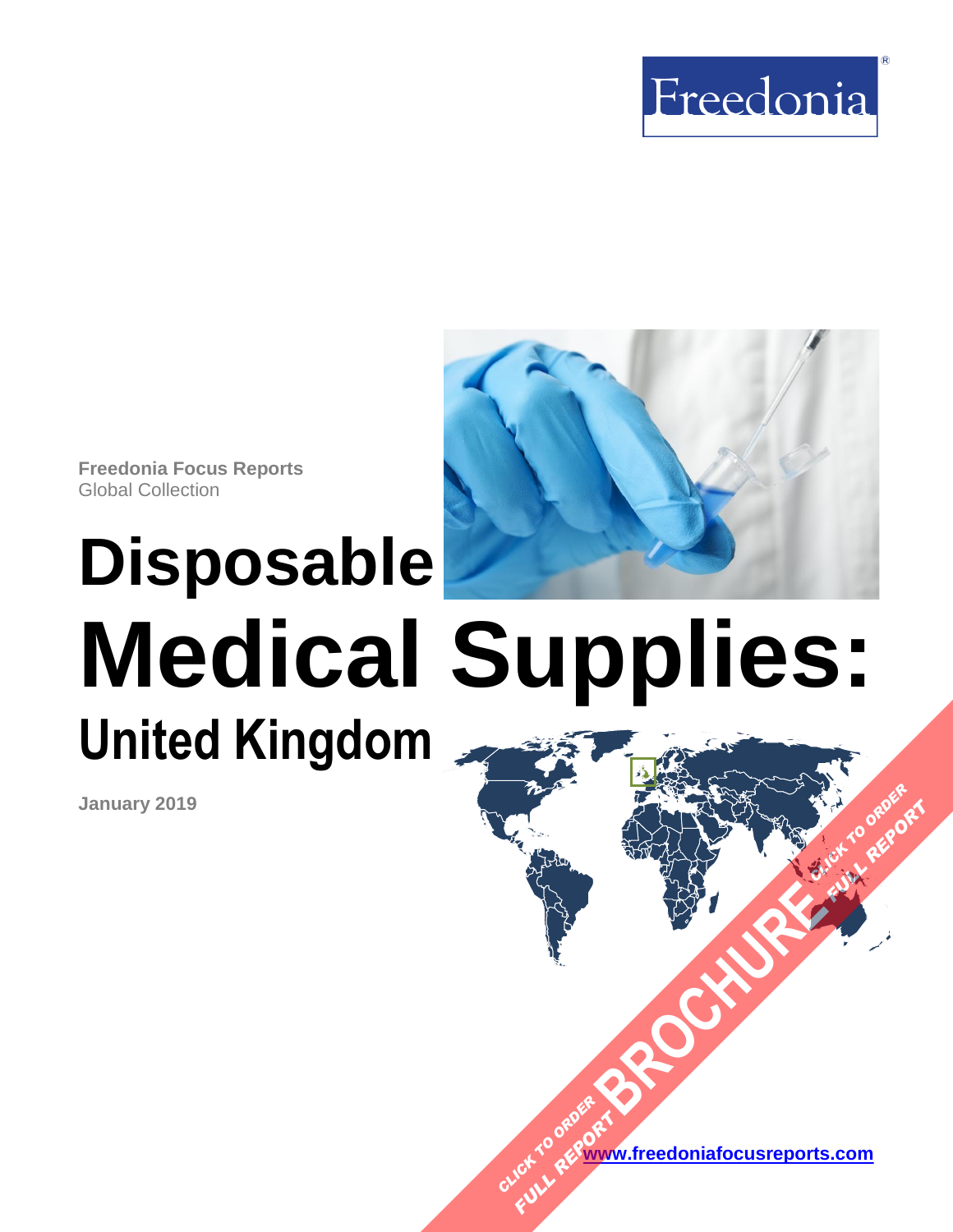Freedonia

**Freedonia Focus Reports**
Global Collection

# Disposable Medical Supplies:

## United Kingdom

**January 2019**

CLICK TO ORDER FULL REPORT BROCHURE

[www.freedoniafocusreports.com](http://www.freedoniafocusreports.com)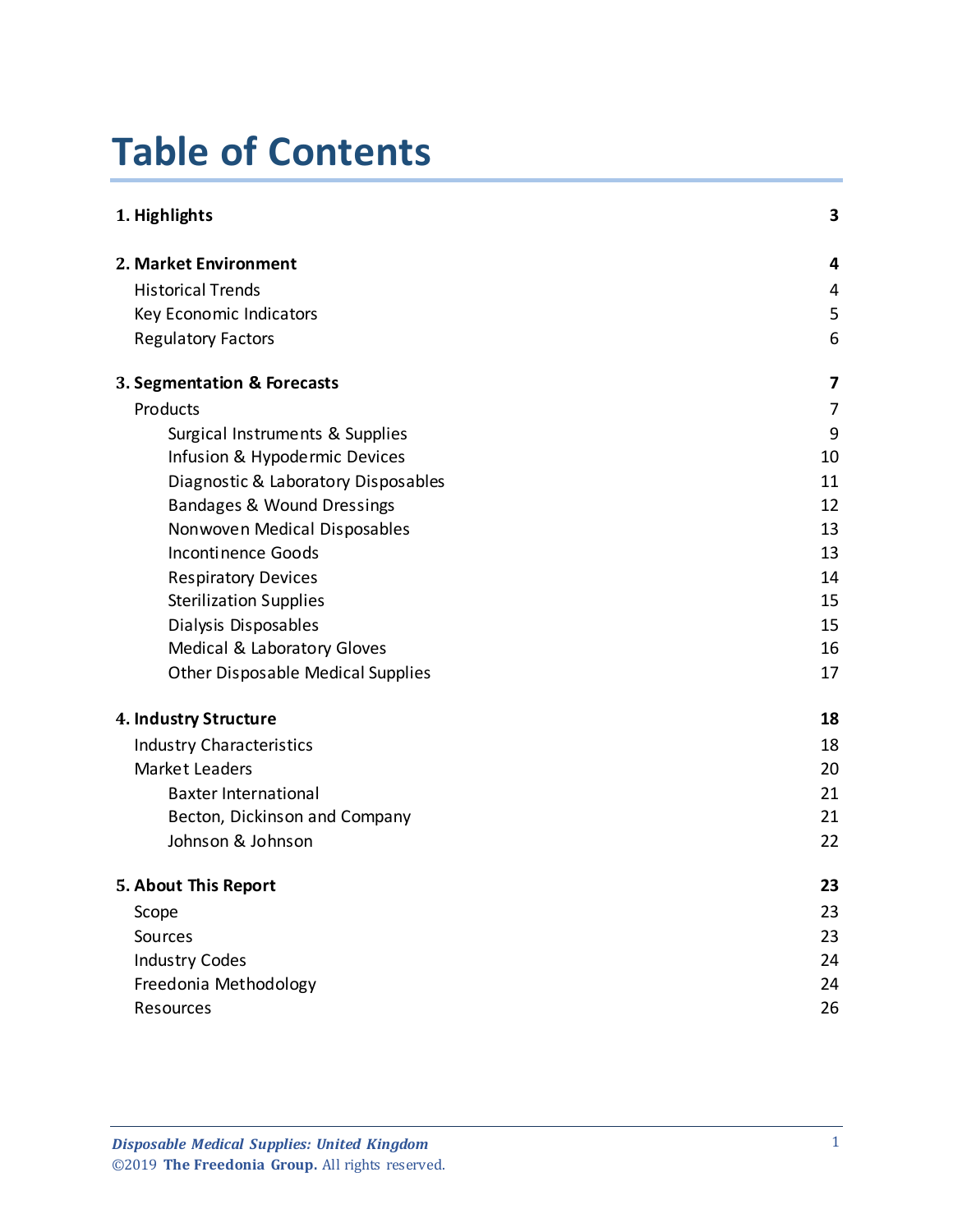# Table of Contents

| | |
|---|---|
| **1. Highlights** | **3** |
| | |
| **2. Market Environment** | **4** |
| Historical Trends | 4 |
| Key Economic Indicators | 5 |
| Regulatory Factors | 6 |
| | |
| **3. Segmentation & Forecasts** | **7** |
| Products | 7 |
| Surgical Instruments & Supplies | 9 |
| Infusion & Hypodermic Devices | 10 |
| Diagnostic & Laboratory Disposables | 11 |
| Bandages & Wound Dressings | 12 |
| Nonwoven Medical Disposables | 13 |
| Incontinence Goods | 13 |
| Respiratory Devices | 14 |
| Sterilization Supplies | 15 |
| Dialysis Disposables | 15 |
| Medical & Laboratory Gloves | 16 |
| Other Disposable Medical Supplies | 17 |
| | |
| **4. Industry Structure** | **18** |
| Industry Characteristics | 18 |
| Market Leaders | 20 |
| Baxter International | 21 |
| Becton, Dickinson and Company | 21 |
| Johnson & Johnson | 22 |
| | |
| **5. About This Report** | **23** |
| Scope | 23 |
| Sources | 23 |
| Industry Codes | 24 |
| Freedonia Methodology | 24 |
| Resources | 26 |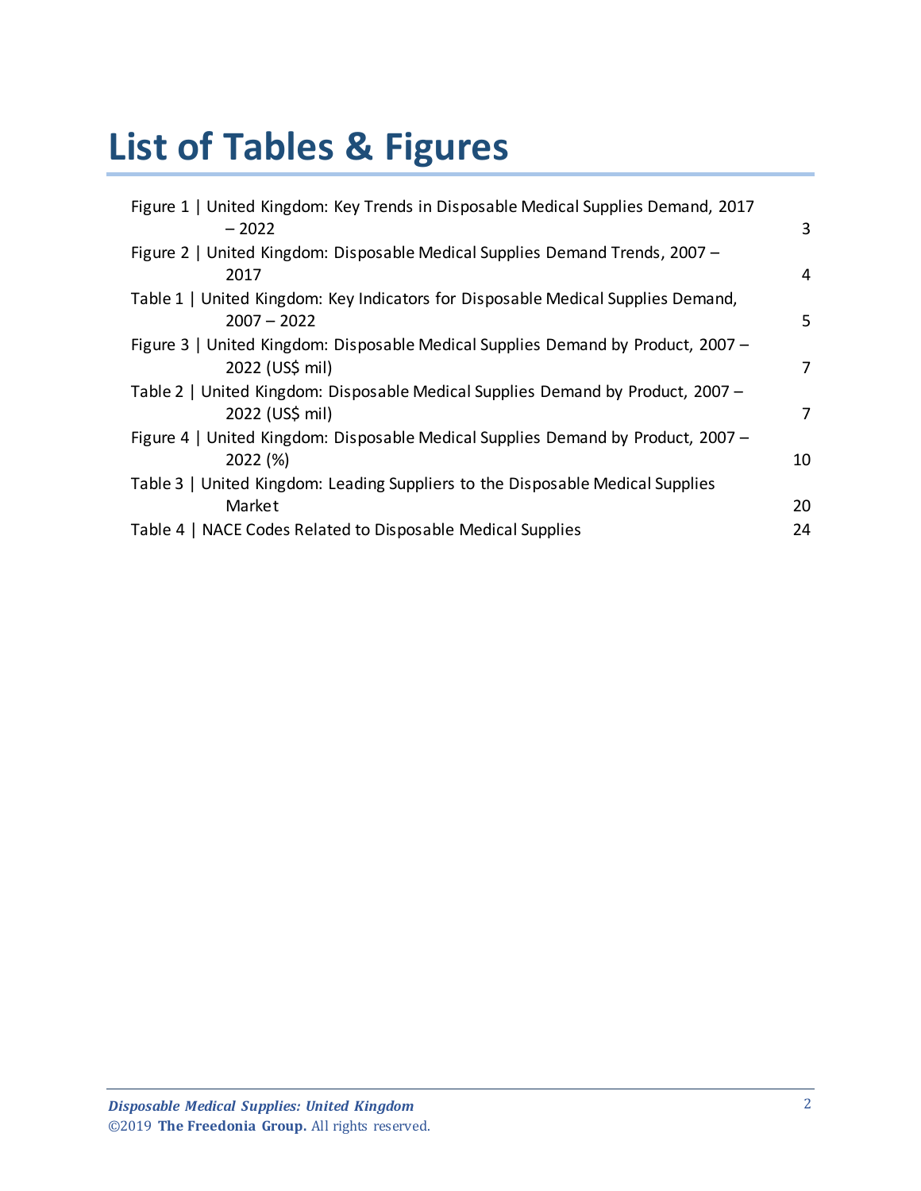# List of Tables & Figures

| Entry | Page |
|---|---|
| Figure 1 \| United Kingdom: Key Trends in Disposable Medical Supplies Demand, 2017 – 2022 | 3 |
| Figure 2 \| United Kingdom: Disposable Medical Supplies Demand Trends, 2007 – 2017 | 4 |
| Table 1 \| United Kingdom: Key Indicators for Disposable Medical Supplies Demand, 2007 – 2022 | 5 |
| Figure 3 \| United Kingdom: Disposable Medical Supplies Demand by Product, 2007 – 2022 (US$ mil) | 7 |
| Table 2 \| United Kingdom: Disposable Medical Supplies Demand by Product, 2007 – 2022 (US$ mil) | 7 |
| Figure 4 \| United Kingdom: Disposable Medical Supplies Demand by Product, 2007 – 2022 (%) | 10 |
| Table 3 \| United Kingdom: Leading Suppliers to the Disposable Medical Supplies Market | 20 |
| Table 4 \| NACE Codes Related to Disposable Medical Supplies | 24 |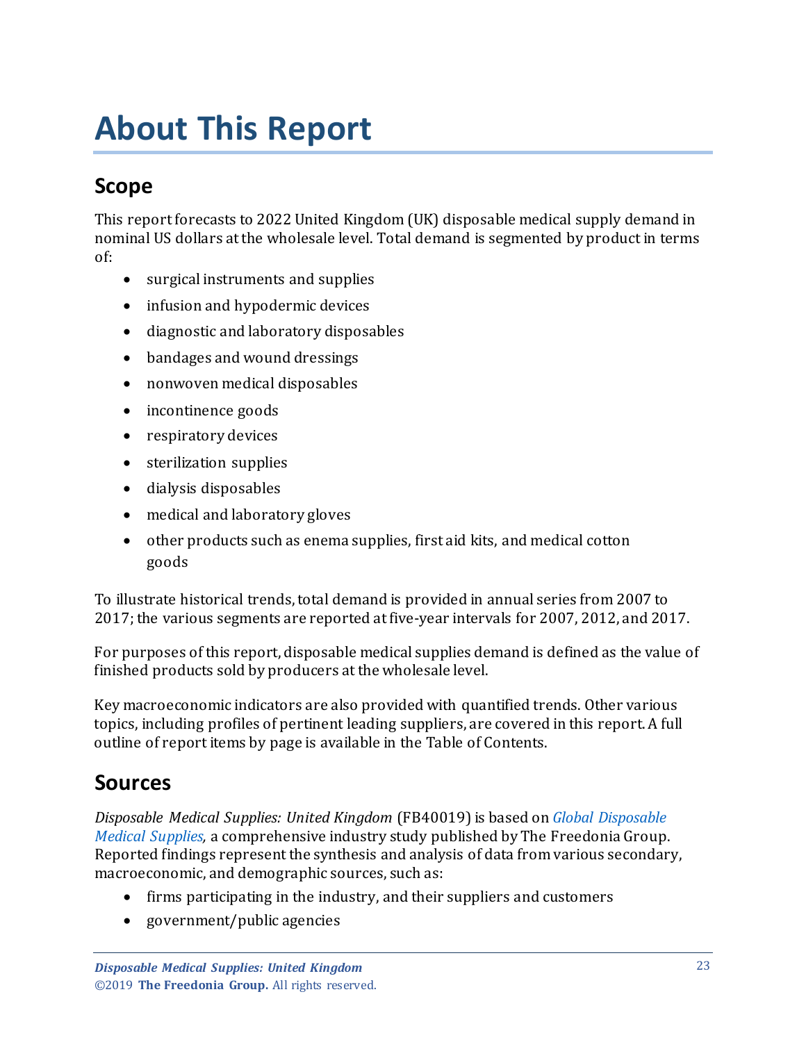# About This Report

## Scope

This report forecasts to 2022 United Kingdom (UK) disposable medical supply demand in nominal US dollars at the wholesale level. Total demand is segmented by product in terms of:

- surgical instruments and supplies
- infusion and hypodermic devices
- diagnostic and laboratory disposables
- bandages and wound dressings
- nonwoven medical disposables
- incontinence goods
- respiratory devices
- sterilization supplies
- dialysis disposables
- medical and laboratory gloves
- other products such as enema supplies, first aid kits, and medical cotton goods

To illustrate historical trends, total demand is provided in annual series from 2007 to 2017; the various segments are reported at five-year intervals for 2007, 2012, and 2017.

For purposes of this report, disposable medical supplies demand is defined as the value of finished products sold by producers at the wholesale level.

Key macroeconomic indicators are also provided with quantified trends. Other various topics, including profiles of pertinent leading suppliers, are covered in this report. A full outline of report items by page is available in the Table of Contents.

## Sources

*Disposable Medical Supplies: United Kingdom* (FB40019) is based on *Global Disposable Medical Supplies,* a comprehensive industry study published by The Freedonia Group. Reported findings represent the synthesis and analysis of data from various secondary, macroeconomic, and demographic sources, such as:

- firms participating in the industry, and their suppliers and customers
- government/public agencies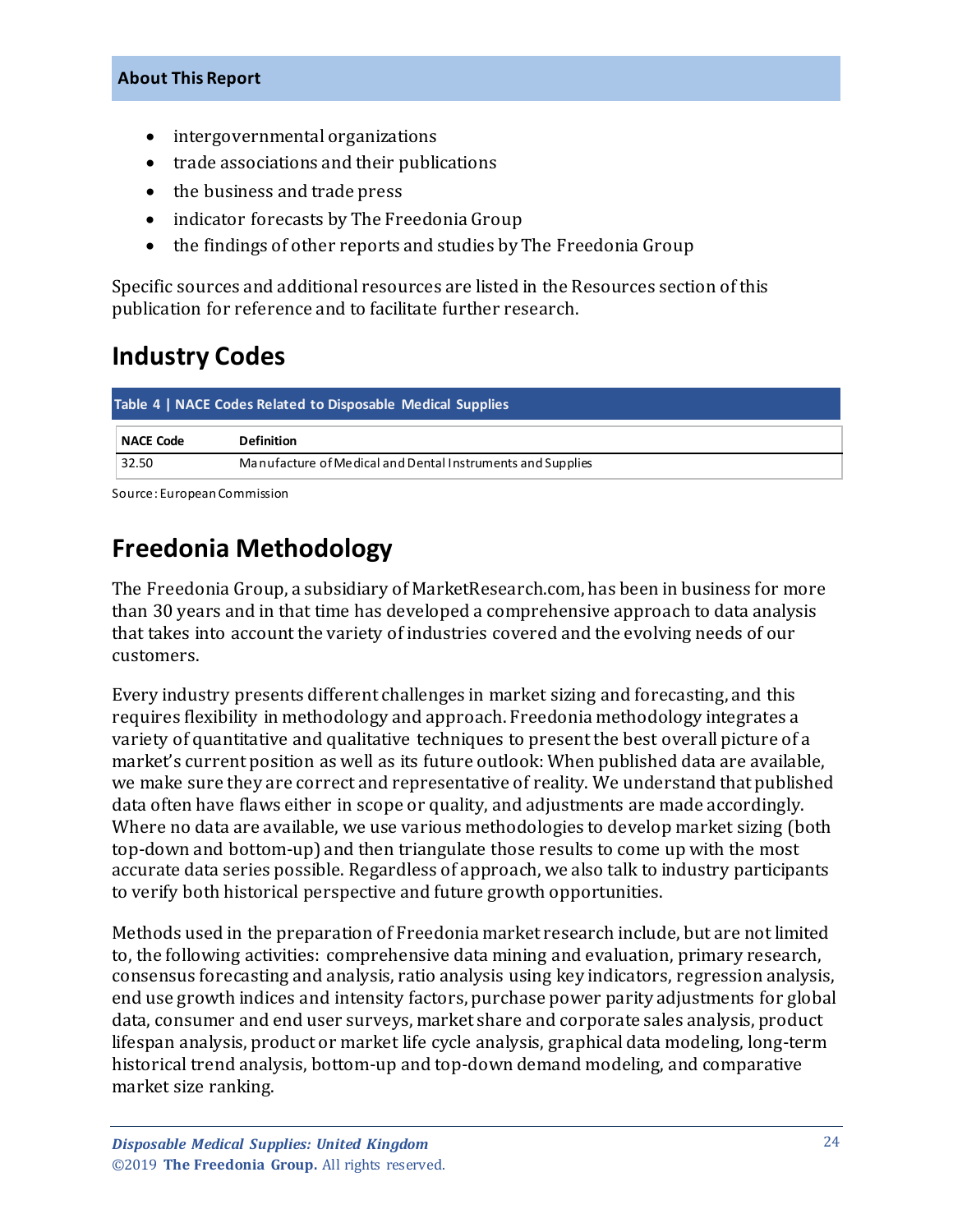- intergovernmental organizations
- trade associations and their publications
- the business and trade press
- indicator forecasts by The Freedonia Group
- the findings of other reports and studies by The Freedonia Group

Specific sources and additional resources are listed in the Resources section of this publication for reference and to facilitate further research.

## Industry Codes

**Table 4 | NACE Codes Related to Disposable Medical Supplies**

| NACE Code | Definition |
|---|---|
| 32.50 | Manufacture of Medical and Dental Instruments and Supplies |

Source: European Commission

## Freedonia Methodology

The Freedonia Group, a subsidiary of MarketResearch.com, has been in business for more than 30 years and in that time has developed a comprehensive approach to data analysis that takes into account the variety of industries covered and the evolving needs of our customers.

Every industry presents different challenges in market sizing and forecasting, and this requires flexibility in methodology and approach. Freedonia methodology integrates a variety of quantitative and qualitative techniques to present the best overall picture of a market's current position as well as its future outlook: When published data are available, we make sure they are correct and representative of reality. We understand that published data often have flaws either in scope or quality, and adjustments are made accordingly. Where no data are available, we use various methodologies to develop market sizing (both top-down and bottom-up) and then triangulate those results to come up with the most accurate data series possible. Regardless of approach, we also talk to industry participants to verify both historical perspective and future growth opportunities.

Methods used in the preparation of Freedonia market research include, but are not limited to, the following activities: comprehensive data mining and evaluation, primary research, consensus forecasting and analysis, ratio analysis using key indicators, regression analysis, end use growth indices and intensity factors, purchase power parity adjustments for global data, consumer and end user surveys, market share and corporate sales analysis, product lifespan analysis, product or market life cycle analysis, graphical data modeling, long-term historical trend analysis, bottom-up and top-down demand modeling, and comparative market size ranking.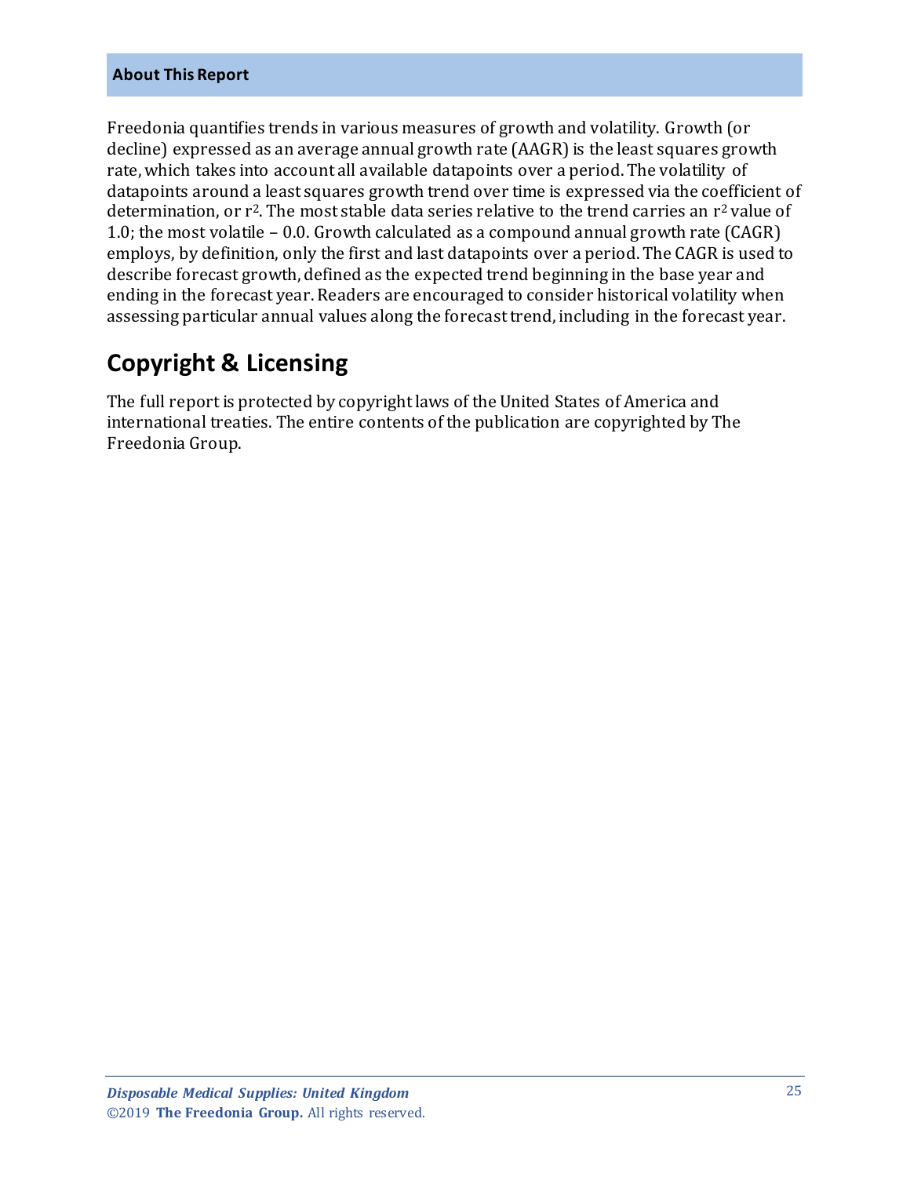**About This Report**

Freedonia quantifies trends in various measures of growth and volatility. Growth (or decline) expressed as an average annual growth rate (AAGR) is the least squares growth rate, which takes into account all available datapoints over a period. The volatility of datapoints around a least squares growth trend over time is expressed via the coefficient of determination, or $r^2$. The most stable data series relative to the trend carries an $r^2$ value of 1.0; the most volatile – 0.0. Growth calculated as a compound annual growth rate (CAGR) employs, by definition, only the first and last datapoints over a period. The CAGR is used to describe forecast growth, defined as the expected trend beginning in the base year and ending in the forecast year. Readers are encouraged to consider historical volatility when assessing particular annual values along the forecast trend, including in the forecast year.

## Copyright & Licensing

The full report is protected by copyright laws of the United States of America and international treaties. The entire contents of the publication are copyrighted by The Freedonia Group.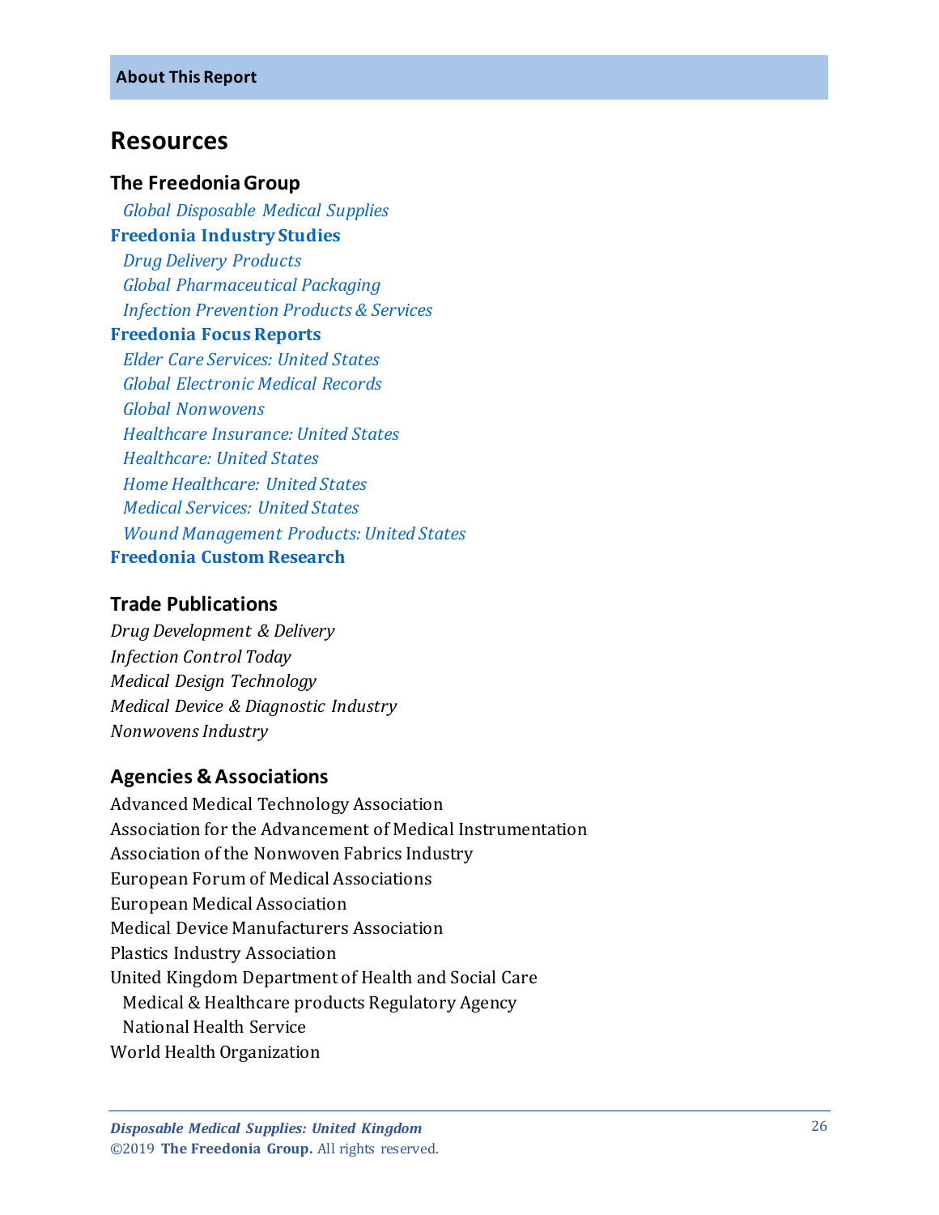## Resources

### The Freedonia Group

*Global Disposable Medical Supplies*

**Freedonia Industry Studies**

*Drug Delivery Products*
*Global Pharmaceutical Packaging*
*Infection Prevention Products & Services*

**Freedonia Focus Reports**

*Elder Care Services: United States*
*Global Electronic Medical Records*
*Global Nonwovens*
*Healthcare Insurance: United States*
*Healthcare: United States*
*Home Healthcare: United States*
*Medical Services: United States*
*Wound Management Products: United States*

**Freedonia Custom Research**

### Trade Publications

*Drug Development & Delivery*
*Infection Control Today*
*Medical Design Technology*
*Medical Device & Diagnostic Industry*
*Nonwovens Industry*

### Agencies & Associations

Advanced Medical Technology Association
Association for the Advancement of Medical Instrumentation
Association of the Nonwoven Fabrics Industry
European Forum of Medical Associations
European Medical Association
Medical Device Manufacturers Association
Plastics Industry Association
United Kingdom Department of Health and Social Care
  Medical & Healthcare products Regulatory Agency
  National Health Service
World Health Organization